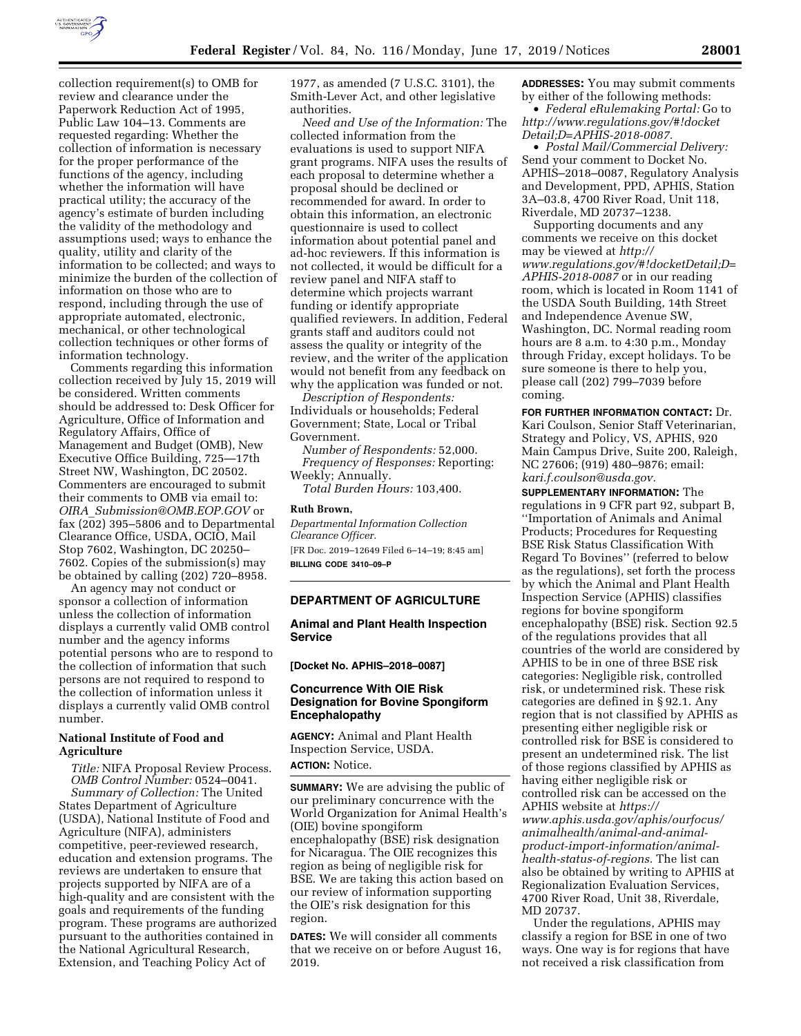collection requirement(s) to OMB for review and clearance under the Paperwork Reduction Act of 1995, Public Law 104–13. Comments are requested regarding: Whether the collection of information is necessary for the proper performance of the functions of the agency, including whether the information will have practical utility; the accuracy of the agency's estimate of burden including the validity of the methodology and assumptions used; ways to enhance the quality, utility and clarity of the information to be collected; and ways to minimize the burden of the collection of information on those who are to respond, including through the use of appropriate automated, electronic, mechanical, or other technological collection techniques or other forms of information technology.

Comments regarding this information collection received by July 15, 2019 will be considered. Written comments should be addressed to: Desk Officer for Agriculture, Office of Information and Regulatory Affairs, Office of Management and Budget (OMB), New Executive Office Building, 725—17th Street NW, Washington, DC 20502. Commenters are encouraged to submit their comments to OMB via email to: *OIRA_Submission@OMB.EOP.GOV* or fax (202) 395–5806 and to Departmental Clearance Office, USDA, OCIO, Mail Stop 7602, Washington, DC 20250–7602. Copies of the submission(s) may be obtained by calling (202) 720–8958.

An agency may not conduct or sponsor a collection of information unless the collection of information displays a currently valid OMB control number and the agency informs potential persons who are to respond to the collection of information that such persons are not required to respond to the collection of information unless it displays a currently valid OMB control number.

**National Institute of Food and Agriculture**

*Title:* NIFA Proposal Review Process.

*OMB Control Number:* 0524–0041.

*Summary of Collection:* The United States Department of Agriculture (USDA), National Institute of Food and Agriculture (NIFA), administers competitive, peer-reviewed research, education and extension programs. The reviews are undertaken to ensure that projects supported by NIFA are of a high-quality and are consistent with the goals and requirements of the funding program. These programs are authorized pursuant to the authorities contained in the National Agricultural Research, Extension, and Teaching Policy Act of 1977, as amended (7 U.S.C. 3101), the Smith-Lever Act, and other legislative authorities.

*Need and Use of the Information:* The collected information from the evaluations is used to support NIFA grant programs. NIFA uses the results of each proposal to determine whether a proposal should be declined or recommended for award. In order to obtain this information, an electronic questionnaire is used to collect information about potential panel and ad-hoc reviewers. If this information is not collected, it would be difficult for a review panel and NIFA staff to determine which projects warrant funding or identify appropriate qualified reviewers. In addition, Federal grants staff and auditors could not assess the quality or integrity of the review, and the writer of the application would not benefit from any feedback on why the application was funded or not.

*Description of Respondents:* Individuals or households; Federal Government; State, Local or Tribal Government.

*Number of Respondents:* 52,000.

*Frequency of Responses:* Reporting: Weekly; Annually.

*Total Burden Hours:* 103,400.

**Ruth Brown,**

*Departmental Information Collection Clearance Officer.*

[FR Doc. 2019–12649 Filed 6–14–19; 8:45 am]

**BILLING CODE 3410–09–P**

## DEPARTMENT OF AGRICULTURE

### Animal and Plant Health Inspection Service

**[Docket No. APHIS–2018–0087]**

### Concurrence With OIE Risk Designation for Bovine Spongiform Encephalopathy

**AGENCY:** Animal and Plant Health Inspection Service, USDA.

**ACTION:** Notice.

**SUMMARY:** We are advising the public of our preliminary concurrence with the World Organization for Animal Health's (OIE) bovine spongiform encephalopathy (BSE) risk designation for Nicaragua. The OIE recognizes this region as being of negligible risk for BSE. We are taking this action based on our review of information supporting the OIE's risk designation for this region.

**DATES:** We will consider all comments that we receive on or before August 16, 2019.

**ADDRESSES:** You may submit comments by either of the following methods:

- *Federal eRulemaking Portal:* Go to *http://www.regulations.gov/#!docketDetail;D=APHIS-2018-0087.*
- *Postal Mail/Commercial Delivery:* Send your comment to Docket No. APHIS–2018–0087, Regulatory Analysis and Development, PPD, APHIS, Station 3A–03.8, 4700 River Road, Unit 118, Riverdale, MD 20737–1238.

Supporting documents and any comments we receive on this docket may be viewed at *http://www.regulations.gov/#!docketDetail;D=APHIS-2018-0087* or in our reading room, which is located in Room 1141 of the USDA South Building, 14th Street and Independence Avenue SW, Washington, DC. Normal reading room hours are 8 a.m. to 4:30 p.m., Monday through Friday, except holidays. To be sure someone is there to help you, please call (202) 799–7039 before coming.

**FOR FURTHER INFORMATION CONTACT:** Dr. Kari Coulson, Senior Staff Veterinarian, Strategy and Policy, VS, APHIS, 920 Main Campus Drive, Suite 200, Raleigh, NC 27606; (919) 480–9876; email: *kari.f.coulson@usda.gov.*

**SUPPLEMENTARY INFORMATION:** The regulations in 9 CFR part 92, subpart B, ''Importation of Animals and Animal Products; Procedures for Requesting BSE Risk Status Classification With Regard To Bovines'' (referred to below as the regulations), set forth the process by which the Animal and Plant Health Inspection Service (APHIS) classifies regions for bovine spongiform encephalopathy (BSE) risk. Section 92.5 of the regulations provides that all countries of the world are considered by APHIS to be in one of three BSE risk categories: Negligible risk, controlled risk, or undetermined risk. These risk categories are defined in § 92.1. Any region that is not classified by APHIS as presenting either negligible risk or controlled risk for BSE is considered to present an undetermined risk. The list of those regions classified by APHIS as having either negligible risk or controlled risk can be accessed on the APHIS website at *https://www.aphis.usda.gov/aphis/ourfocus/animalhealth/animal-and-animal-product-import-information/animal-health-status-of-regions.* The list can also be obtained by writing to APHIS at Regionalization Evaluation Services, 4700 River Road, Unit 38, Riverdale, MD 20737.

Under the regulations, APHIS may classify a region for BSE in one of two ways. One way is for regions that have not received a risk classification from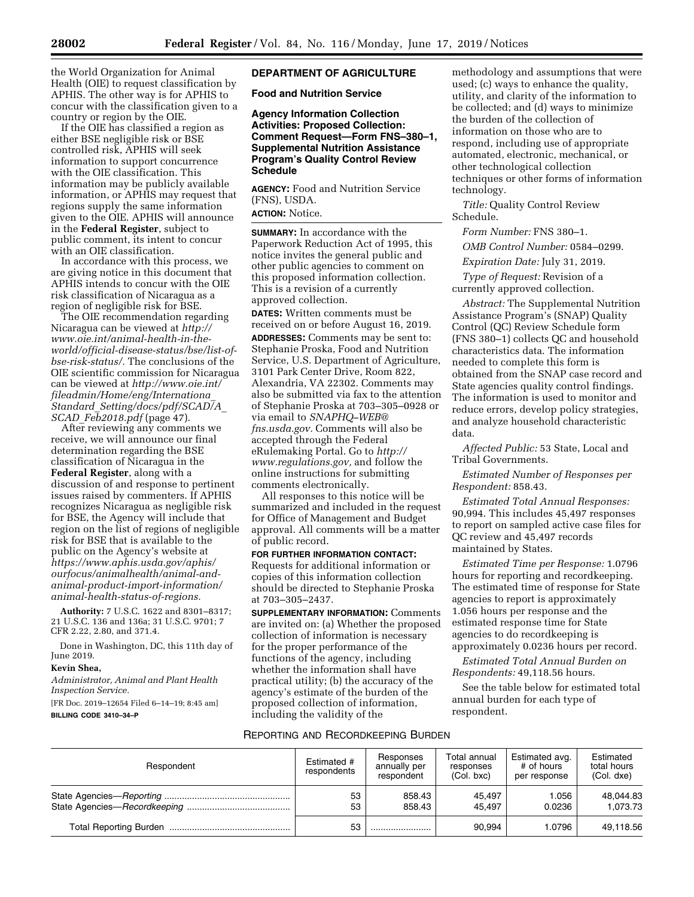the World Organization for Animal Health (OIE) to request classification by APHIS. The other way is for APHIS to concur with the classification given to a country or region by the OIE.

If the OIE has classified a region as either BSE negligible risk or BSE controlled risk, APHIS will seek information to support concurrence with the OIE classification. This information may be publicly available information, or APHIS may request that regions supply the same information given to the OIE. APHIS will announce in the **Federal Register**, subject to public comment, its intent to concur with an OIE classification.

In accordance with this process, we are giving notice in this document that APHIS intends to concur with the OIE risk classification of Nicaragua as a region of negligible risk for BSE.

The OIE recommendation regarding Nicaragua can be viewed at *http://www.oie.int/animal-health-in-the-world/official-disease-status/bse/list-of-bse-risk-status/.* The conclusions of the OIE scientific commission for Nicaragua can be viewed at *http://www.oie.int/fileadmin/Home/eng/Internationa_Standard_Setting/docs/pdf/SCAD/A_SCAD_Feb2018.pdf* (page 47).

After reviewing any comments we receive, we will announce our final determination regarding the BSE classification of Nicaragua in the **Federal Register**, along with a discussion of and response to pertinent issues raised by commenters. If APHIS recognizes Nicaragua as negligible risk for BSE, the Agency will include that region on the list of regions of negligible risk for BSE that is available to the public on the Agency's website at *https://www.aphis.usda.gov/aphis/ourfocus/animalhealth/animal-and-animal-product-import-information/animal-health-status-of-regions.*

**Authority:** 7 U.S.C. 1622 and 8301–8317; 21 U.S.C. 136 and 136a; 31 U.S.C. 9701; 7 CFR 2.22, 2.80, and 371.4.

Done in Washington, DC, this 11th day of June 2019.

**Kevin Shea,**

*Administrator, Animal and Plant Health Inspection Service.*

[FR Doc. 2019–12654 Filed 6–14–19; 8:45 am]

**BILLING CODE 3410–34–P**

## DEPARTMENT OF AGRICULTURE

### Food and Nutrition Service

### Agency Information Collection Activities: Proposed Collection: Comment Request—Form FNS–380–1, Supplemental Nutrition Assistance Program's Quality Control Review Schedule

**AGENCY:** Food and Nutrition Service (FNS), USDA.

**ACTION:** Notice.

**SUMMARY:** In accordance with the Paperwork Reduction Act of 1995, this notice invites the general public and other public agencies to comment on this proposed information collection. This is a revision of a currently approved collection.

**DATES:** Written comments must be received on or before August 16, 2019.

**ADDRESSES:** Comments may be sent to: Stephanie Proska, Food and Nutrition Service, U.S. Department of Agriculture, 3101 Park Center Drive, Room 822, Alexandria, VA 22302. Comments may also be submitted via fax to the attention of Stephanie Proska at 703–305–0928 or via email to *SNAPHQ–WEB@fns.usda.gov.* Comments will also be accepted through the Federal eRulemaking Portal. Go to *http://www.regulations.gov,* and follow the online instructions for submitting comments electronically.

All responses to this notice will be summarized and included in the request for Office of Management and Budget approval. All comments will be a matter of public record.

**FOR FURTHER INFORMATION CONTACT:** Requests for additional information or copies of this information collection should be directed to Stephanie Proska at 703–305–2437.

**SUPPLEMENTARY INFORMATION:** Comments are invited on: (a) Whether the proposed collection of information is necessary for the proper performance of the functions of the agency, including whether the information shall have practical utility; (b) the accuracy of the agency's estimate of the burden of the proposed collection of information, including the validity of the methodology and assumptions that were used; (c) ways to enhance the quality, utility, and clarity of the information to be collected; and (d) ways to minimize the burden of the collection of information on those who are to respond, including use of appropriate automated, electronic, mechanical, or other technological collection techniques or other forms of information technology.

*Title:* Quality Control Review Schedule.

*Form Number:* FNS 380–1.

*OMB Control Number:* 0584–0299.

*Expiration Date:* July 31, 2019.

*Type of Request:* Revision of a currently approved collection.

*Abstract:* The Supplemental Nutrition Assistance Program's (SNAP) Quality Control (QC) Review Schedule form (FNS 380–1) collects QC and household characteristics data. The information needed to complete this form is obtained from the SNAP case record and State agencies quality control findings. The information is used to monitor and reduce errors, develop policy strategies, and analyze household characteristic data.

*Affected Public:* 53 State, Local and Tribal Governments.

*Estimated Number of Responses per Respondent:* 858.43.

*Estimated Total Annual Responses:* 90,994. This includes 45,497 responses to report on sampled active case files for QC review and 45,497 records maintained by States.

*Estimated Time per Response:* 1.0796 hours for reporting and recordkeeping. The estimated time of response for State agencies to report is approximately 1.056 hours per response and the estimated response time for State agencies to do recordkeeping is approximately 0.0236 hours per record.

*Estimated Total Annual Burden on Respondents:* 49,118.56 hours.

See the table below for estimated total annual burden for each type of respondent.

REPORTING AND RECORDKEEPING BURDEN

| Respondent | Estimated # respondents | Responses annually per respondent | Total annual responses (Col. bxc) | Estimated avg. # of hours per response | Estimated total hours (Col. dxe) |
|---|---|---|---|---|---|
| State Agencies—*Reporting* | 53 | 858.43 | 45,497 | 1.056 | 48,044.83 |
| State Agencies—*Recordkeeping* | 53 | 858.43 | 45,497 | 0.0236 | 1,073.73 |
| Total Reporting Burden | 53 | | 90,994 | 1.0796 | 49,118.56 |